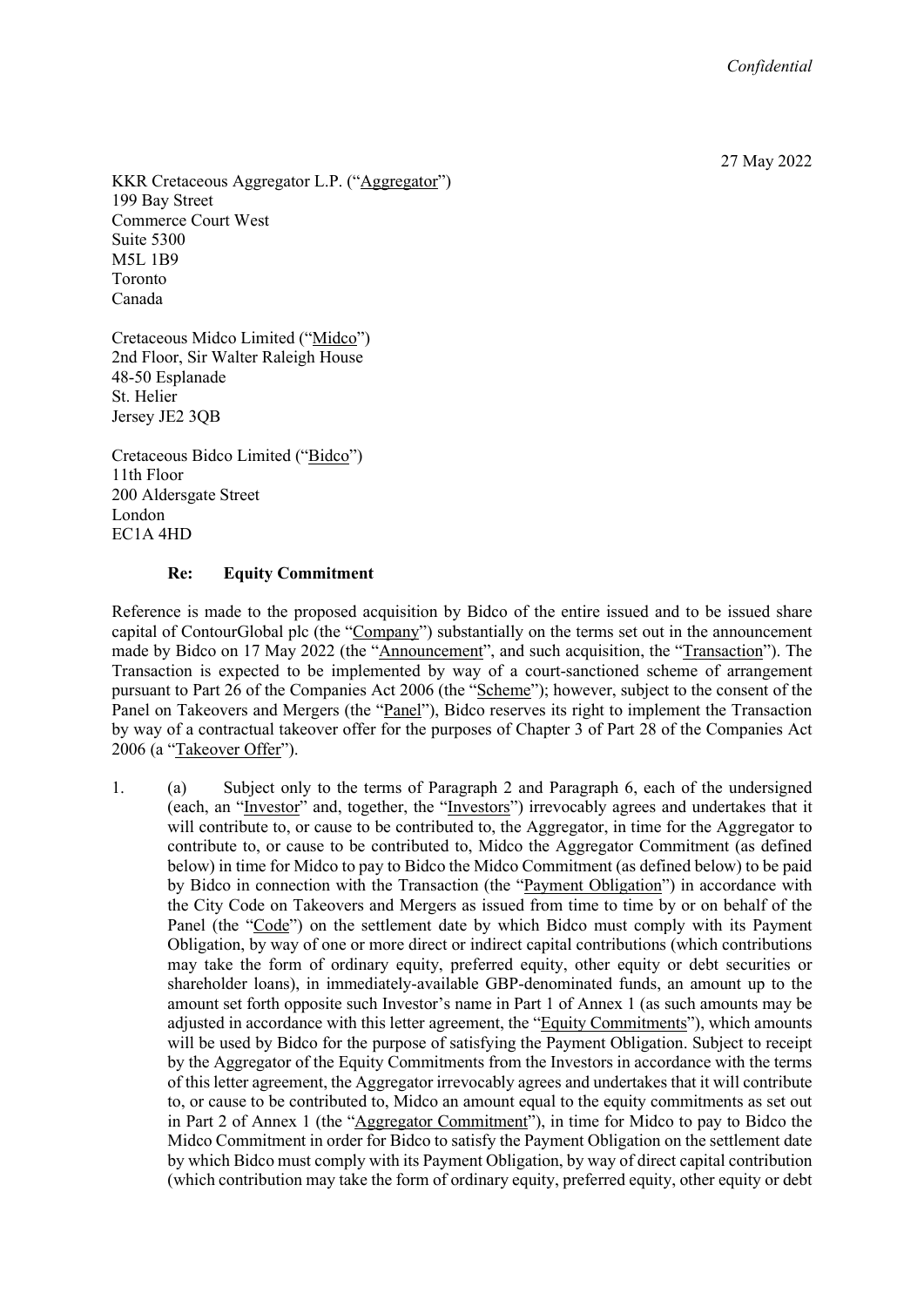*Confidential*

27 May 2022

KKR Cretaceous Aggregator L.P. ("Aggregator")
199 Bay Street
Commerce Court West
Suite 5300
M5L 1B9
Toronto
Canada

Cretaceous Midco Limited ("Midco")
2nd Floor, Sir Walter Raleigh House
48-50 Esplanade
St. Helier
Jersey JE2 3QB

Cretaceous Bidco Limited ("Bidco")
11th Floor
200 Aldersgate Street
London
EC1A 4HD

**Re: Equity Commitment**

Reference is made to the proposed acquisition by Bidco of the entire issued and to be issued share capital of ContourGlobal plc (the "Company") substantially on the terms set out in the announcement made by Bidco on 17 May 2022 (the "Announcement", and such acquisition, the "Transaction"). The Transaction is expected to be implemented by way of a court-sanctioned scheme of arrangement pursuant to Part 26 of the Companies Act 2006 (the "Scheme"); however, subject to the consent of the Panel on Takeovers and Mergers (the "Panel"), Bidco reserves its right to implement the Transaction by way of a contractual takeover offer for the purposes of Chapter 3 of Part 28 of the Companies Act 2006 (a "Takeover Offer").

1. (a) Subject only to the terms of Paragraph 2 and Paragraph 6, each of the undersigned (each, an "Investor" and, together, the "Investors") irrevocably agrees and undertakes that it will contribute to, or cause to be contributed to, the Aggregator, in time for the Aggregator to contribute to, or cause to be contributed to, Midco the Aggregator Commitment (as defined below) in time for Midco to pay to Bidco the Midco Commitment (as defined below) to be paid by Bidco in connection with the Transaction (the "Payment Obligation") in accordance with the City Code on Takeovers and Mergers as issued from time to time by or on behalf of the Panel (the "Code") on the settlement date by which Bidco must comply with its Payment Obligation, by way of one or more direct or indirect capital contributions (which contributions may take the form of ordinary equity, preferred equity, other equity or debt securities or shareholder loans), in immediately-available GBP-denominated funds, an amount up to the amount set forth opposite such Investor's name in Part 1 of Annex 1 (as such amounts may be adjusted in accordance with this letter agreement, the "Equity Commitments"), which amounts will be used by Bidco for the purpose of satisfying the Payment Obligation. Subject to receipt by the Aggregator of the Equity Commitments from the Investors in accordance with the terms of this letter agreement, the Aggregator irrevocably agrees and undertakes that it will contribute to, or cause to be contributed to, Midco an amount equal to the equity commitments as set out in Part 2 of Annex 1 (the "Aggregator Commitment"), in time for Midco to pay to Bidco the Midco Commitment in order for Bidco to satisfy the Payment Obligation on the settlement date by which Bidco must comply with its Payment Obligation, by way of direct capital contribution (which contribution may take the form of ordinary equity, preferred equity, other equity or debt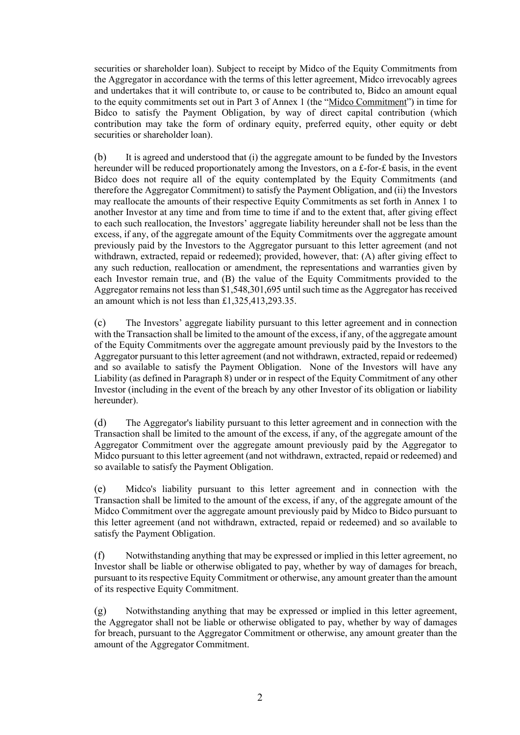securities or shareholder loan). Subject to receipt by Midco of the Equity Commitments from the Aggregator in accordance with the terms of this letter agreement, Midco irrevocably agrees and undertakes that it will contribute to, or cause to be contributed to, Bidco an amount equal to the equity commitments set out in Part 3 of Annex 1 (the "Midco Commitment") in time for Bidco to satisfy the Payment Obligation, by way of direct capital contribution (which contribution may take the form of ordinary equity, preferred equity, other equity or debt securities or shareholder loan).

(b) It is agreed and understood that (i) the aggregate amount to be funded by the Investors hereunder will be reduced proportionately among the Investors, on a £-for-£ basis, in the event Bidco does not require all of the equity contemplated by the Equity Commitments (and therefore the Aggregator Commitment) to satisfy the Payment Obligation, and (ii) the Investors may reallocate the amounts of their respective Equity Commitments as set forth in Annex 1 to another Investor at any time and from time to time if and to the extent that, after giving effect to each such reallocation, the Investors' aggregate liability hereunder shall not be less than the excess, if any, of the aggregate amount of the Equity Commitments over the aggregate amount previously paid by the Investors to the Aggregator pursuant to this letter agreement (and not withdrawn, extracted, repaid or redeemed); provided, however, that: (A) after giving effect to any such reduction, reallocation or amendment, the representations and warranties given by each Investor remain true, and (B) the value of the Equity Commitments provided to the Aggregator remains not less than $1,548,301,695 until such time as the Aggregator has received an amount which is not less than £1,325,413,293.35.

(c) The Investors' aggregate liability pursuant to this letter agreement and in connection with the Transaction shall be limited to the amount of the excess, if any, of the aggregate amount of the Equity Commitments over the aggregate amount previously paid by the Investors to the Aggregator pursuant to this letter agreement (and not withdrawn, extracted, repaid or redeemed) and so available to satisfy the Payment Obligation. None of the Investors will have any Liability (as defined in Paragraph 8) under or in respect of the Equity Commitment of any other Investor (including in the event of the breach by any other Investor of its obligation or liability hereunder).

(d) The Aggregator's liability pursuant to this letter agreement and in connection with the Transaction shall be limited to the amount of the excess, if any, of the aggregate amount of the Aggregator Commitment over the aggregate amount previously paid by the Aggregator to Midco pursuant to this letter agreement (and not withdrawn, extracted, repaid or redeemed) and so available to satisfy the Payment Obligation.

(e) Midco's liability pursuant to this letter agreement and in connection with the Transaction shall be limited to the amount of the excess, if any, of the aggregate amount of the Midco Commitment over the aggregate amount previously paid by Midco to Bidco pursuant to this letter agreement (and not withdrawn, extracted, repaid or redeemed) and so available to satisfy the Payment Obligation.

(f) Notwithstanding anything that may be expressed or implied in this letter agreement, no Investor shall be liable or otherwise obligated to pay, whether by way of damages for breach, pursuant to its respective Equity Commitment or otherwise, any amount greater than the amount of its respective Equity Commitment.

(g) Notwithstanding anything that may be expressed or implied in this letter agreement, the Aggregator shall not be liable or otherwise obligated to pay, whether by way of damages for breach, pursuant to the Aggregator Commitment or otherwise, any amount greater than the amount of the Aggregator Commitment.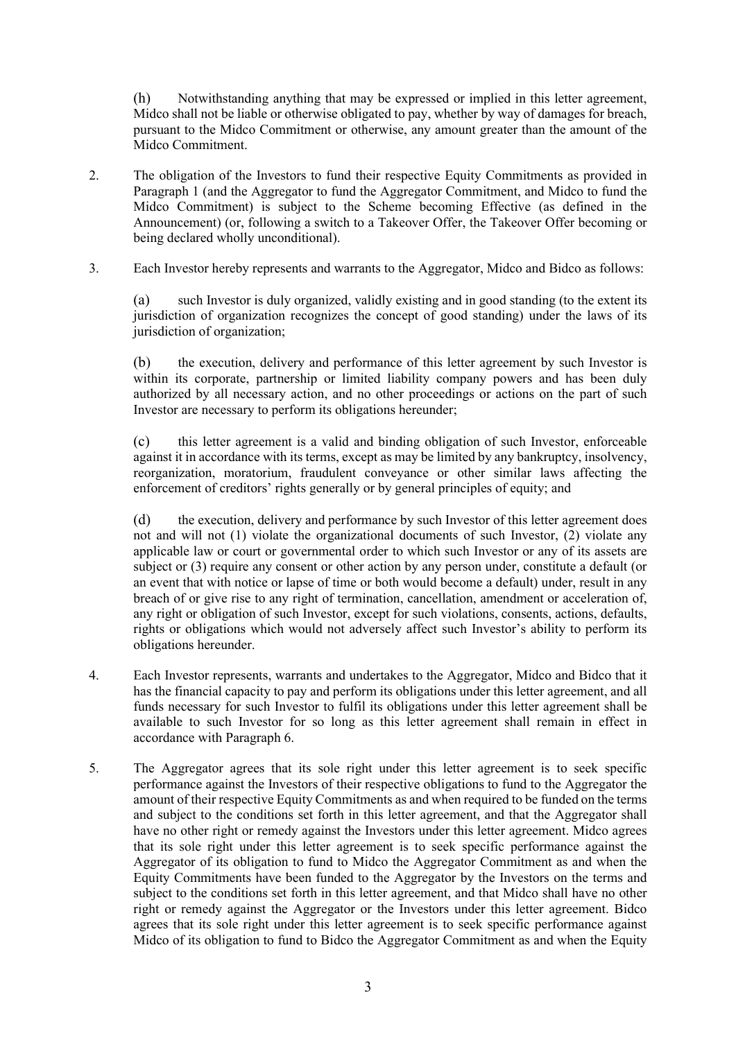(h) Notwithstanding anything that may be expressed or implied in this letter agreement, Midco shall not be liable or otherwise obligated to pay, whether by way of damages for breach, pursuant to the Midco Commitment or otherwise, any amount greater than the amount of the Midco Commitment.

2. The obligation of the Investors to fund their respective Equity Commitments as provided in Paragraph 1 (and the Aggregator to fund the Aggregator Commitment, and Midco to fund the Midco Commitment) is subject to the Scheme becoming Effective (as defined in the Announcement) (or, following a switch to a Takeover Offer, the Takeover Offer becoming or being declared wholly unconditional).

3. Each Investor hereby represents and warrants to the Aggregator, Midco and Bidco as follows:

   (a) such Investor is duly organized, validly existing and in good standing (to the extent its jurisdiction of organization recognizes the concept of good standing) under the laws of its jurisdiction of organization;

   (b) the execution, delivery and performance of this letter agreement by such Investor is within its corporate, partnership or limited liability company powers and has been duly authorized by all necessary action, and no other proceedings or actions on the part of such Investor are necessary to perform its obligations hereunder;

   (c) this letter agreement is a valid and binding obligation of such Investor, enforceable against it in accordance with its terms, except as may be limited by any bankruptcy, insolvency, reorganization, moratorium, fraudulent conveyance or other similar laws affecting the enforcement of creditors' rights generally or by general principles of equity; and

   (d) the execution, delivery and performance by such Investor of this letter agreement does not and will not (1) violate the organizational documents of such Investor, (2) violate any applicable law or court or governmental order to which such Investor or any of its assets are subject or (3) require any consent or other action by any person under, constitute a default (or an event that with notice or lapse of time or both would become a default) under, result in any breach of or give rise to any right of termination, cancellation, amendment or acceleration of, any right or obligation of such Investor, except for such violations, consents, actions, defaults, rights or obligations which would not adversely affect such Investor's ability to perform its obligations hereunder.

4. Each Investor represents, warrants and undertakes to the Aggregator, Midco and Bidco that it has the financial capacity to pay and perform its obligations under this letter agreement, and all funds necessary for such Investor to fulfil its obligations under this letter agreement shall be available to such Investor for so long as this letter agreement shall remain in effect in accordance with Paragraph 6.

5. The Aggregator agrees that its sole right under this letter agreement is to seek specific performance against the Investors of their respective obligations to fund to the Aggregator the amount of their respective Equity Commitments as and when required to be funded on the terms and subject to the conditions set forth in this letter agreement, and that the Aggregator shall have no other right or remedy against the Investors under this letter agreement. Midco agrees that its sole right under this letter agreement is to seek specific performance against the Aggregator of its obligation to fund to Midco the Aggregator Commitment as and when the Equity Commitments have been funded to the Aggregator by the Investors on the terms and subject to the conditions set forth in this letter agreement, and that Midco shall have no other right or remedy against the Aggregator or the Investors under this letter agreement. Bidco agrees that its sole right under this letter agreement is to seek specific performance against Midco of its obligation to fund to Bidco the Aggregator Commitment as and when the Equity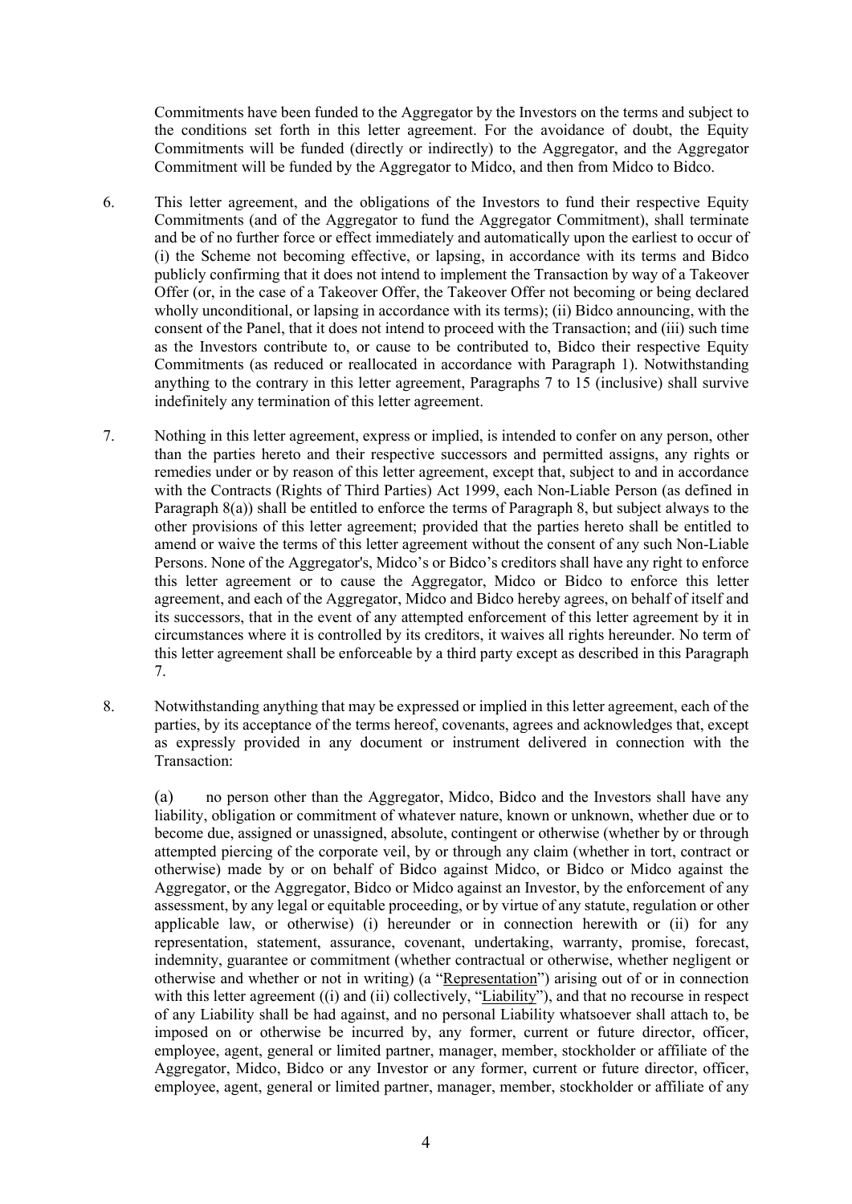Commitments have been funded to the Aggregator by the Investors on the terms and subject to the conditions set forth in this letter agreement. For the avoidance of doubt, the Equity Commitments will be funded (directly or indirectly) to the Aggregator, and the Aggregator Commitment will be funded by the Aggregator to Midco, and then from Midco to Bidco.

6. This letter agreement, and the obligations of the Investors to fund their respective Equity Commitments (and of the Aggregator to fund the Aggregator Commitment), shall terminate and be of no further force or effect immediately and automatically upon the earliest to occur of (i) the Scheme not becoming effective, or lapsing, in accordance with its terms and Bidco publicly confirming that it does not intend to implement the Transaction by way of a Takeover Offer (or, in the case of a Takeover Offer, the Takeover Offer not becoming or being declared wholly unconditional, or lapsing in accordance with its terms); (ii) Bidco announcing, with the consent of the Panel, that it does not intend to proceed with the Transaction; and (iii) such time as the Investors contribute to, or cause to be contributed to, Bidco their respective Equity Commitments (as reduced or reallocated in accordance with Paragraph 1). Notwithstanding anything to the contrary in this letter agreement, Paragraphs 7 to 15 (inclusive) shall survive indefinitely any termination of this letter agreement.

7. Nothing in this letter agreement, express or implied, is intended to confer on any person, other than the parties hereto and their respective successors and permitted assigns, any rights or remedies under or by reason of this letter agreement, except that, subject to and in accordance with the Contracts (Rights of Third Parties) Act 1999, each Non-Liable Person (as defined in Paragraph 8(a)) shall be entitled to enforce the terms of Paragraph 8, but subject always to the other provisions of this letter agreement; provided that the parties hereto shall be entitled to amend or waive the terms of this letter agreement without the consent of any such Non-Liable Persons. None of the Aggregator's, Midco's or Bidco's creditors shall have any right to enforce this letter agreement or to cause the Aggregator, Midco or Bidco to enforce this letter agreement, and each of the Aggregator, Midco and Bidco hereby agrees, on behalf of itself and its successors, that in the event of any attempted enforcement of this letter agreement by it in circumstances where it is controlled by its creditors, it waives all rights hereunder. No term of this letter agreement shall be enforceable by a third party except as described in this Paragraph 7.

8. Notwithstanding anything that may be expressed or implied in this letter agreement, each of the parties, by its acceptance of the terms hereof, covenants, agrees and acknowledges that, except as expressly provided in any document or instrument delivered in connection with the Transaction:

   (a) no person other than the Aggregator, Midco, Bidco and the Investors shall have any liability, obligation or commitment of whatever nature, known or unknown, whether due or to become due, assigned or unassigned, absolute, contingent or otherwise (whether by or through attempted piercing of the corporate veil, by or through any claim (whether in tort, contract or otherwise) made by or on behalf of Bidco against Midco, or Bidco or Midco against the Aggregator, or the Aggregator, Bidco or Midco against an Investor, by the enforcement of any assessment, by any legal or equitable proceeding, or by virtue of any statute, regulation or other applicable law, or otherwise) (i) hereunder or in connection herewith or (ii) for any representation, statement, assurance, covenant, undertaking, warranty, promise, forecast, indemnity, guarantee or commitment (whether contractual or otherwise, whether negligent or otherwise and whether or not in writing) (a "Representation") arising out of or in connection with this letter agreement ((i) and (ii) collectively, "Liability"), and that no recourse in respect of any Liability shall be had against, and no personal Liability whatsoever shall attach to, be imposed on or otherwise be incurred by, any former, current or future director, officer, employee, agent, general or limited partner, manager, member, stockholder or affiliate of the Aggregator, Midco, Bidco or any Investor or any former, current or future director, officer, employee, agent, general or limited partner, manager, member, stockholder or affiliate of any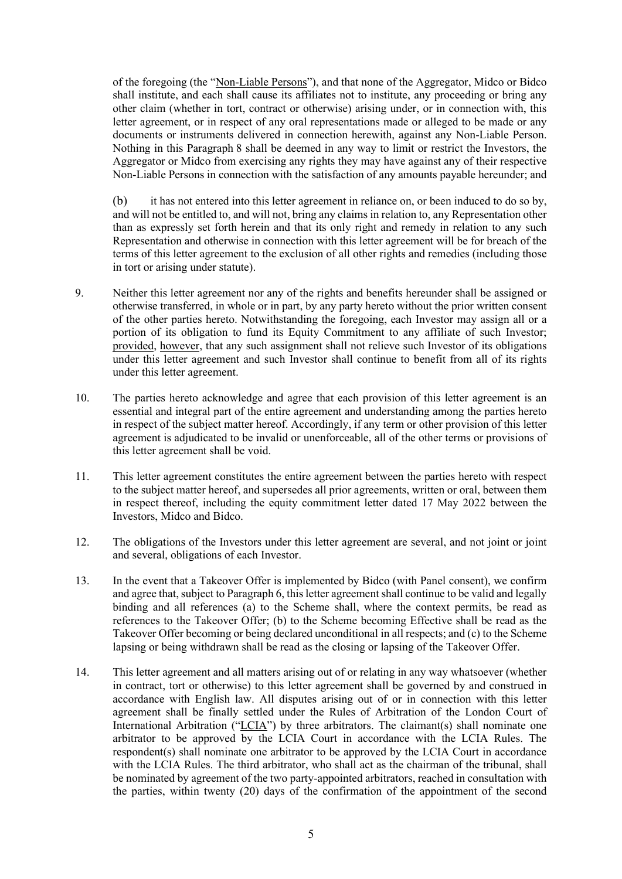of the foregoing (the "Non-Liable Persons"), and that none of the Aggregator, Midco or Bidco shall institute, and each shall cause its affiliates not to institute, any proceeding or bring any other claim (whether in tort, contract or otherwise) arising under, or in connection with, this letter agreement, or in respect of any oral representations made or alleged to be made or any documents or instruments delivered in connection herewith, against any Non-Liable Person. Nothing in this Paragraph 8 shall be deemed in any way to limit or restrict the Investors, the Aggregator or Midco from exercising any rights they may have against any of their respective Non-Liable Persons in connection with the satisfaction of any amounts payable hereunder; and

(b) it has not entered into this letter agreement in reliance on, or been induced to do so by, and will not be entitled to, and will not, bring any claims in relation to, any Representation other than as expressly set forth herein and that its only right and remedy in relation to any such Representation and otherwise in connection with this letter agreement will be for breach of the terms of this letter agreement to the exclusion of all other rights and remedies (including those in tort or arising under statute).

9. Neither this letter agreement nor any of the rights and benefits hereunder shall be assigned or otherwise transferred, in whole or in part, by any party hereto without the prior written consent of the other parties hereto. Notwithstanding the foregoing, each Investor may assign all or a portion of its obligation to fund its Equity Commitment to any affiliate of such Investor; provided, however, that any such assignment shall not relieve such Investor of its obligations under this letter agreement and such Investor shall continue to benefit from all of its rights under this letter agreement.

10. The parties hereto acknowledge and agree that each provision of this letter agreement is an essential and integral part of the entire agreement and understanding among the parties hereto in respect of the subject matter hereof. Accordingly, if any term or other provision of this letter agreement is adjudicated to be invalid or unenforceable, all of the other terms or provisions of this letter agreement shall be void.

11. This letter agreement constitutes the entire agreement between the parties hereto with respect to the subject matter hereof, and supersedes all prior agreements, written or oral, between them in respect thereof, including the equity commitment letter dated 17 May 2022 between the Investors, Midco and Bidco.

12. The obligations of the Investors under this letter agreement are several, and not joint or joint and several, obligations of each Investor.

13. In the event that a Takeover Offer is implemented by Bidco (with Panel consent), we confirm and agree that, subject to Paragraph 6, this letter agreement shall continue to be valid and legally binding and all references (a) to the Scheme shall, where the context permits, be read as references to the Takeover Offer; (b) to the Scheme becoming Effective shall be read as the Takeover Offer becoming or being declared unconditional in all respects; and (c) to the Scheme lapsing or being withdrawn shall be read as the closing or lapsing of the Takeover Offer.

14. This letter agreement and all matters arising out of or relating in any way whatsoever (whether in contract, tort or otherwise) to this letter agreement shall be governed by and construed in accordance with English law. All disputes arising out of or in connection with this letter agreement shall be finally settled under the Rules of Arbitration of the London Court of International Arbitration ("LCIA") by three arbitrators. The claimant(s) shall nominate one arbitrator to be approved by the LCIA Court in accordance with the LCIA Rules. The respondent(s) shall nominate one arbitrator to be approved by the LCIA Court in accordance with the LCIA Rules. The third arbitrator, who shall act as the chairman of the tribunal, shall be nominated by agreement of the two party-appointed arbitrators, reached in consultation with the parties, within twenty (20) days of the confirmation of the appointment of the second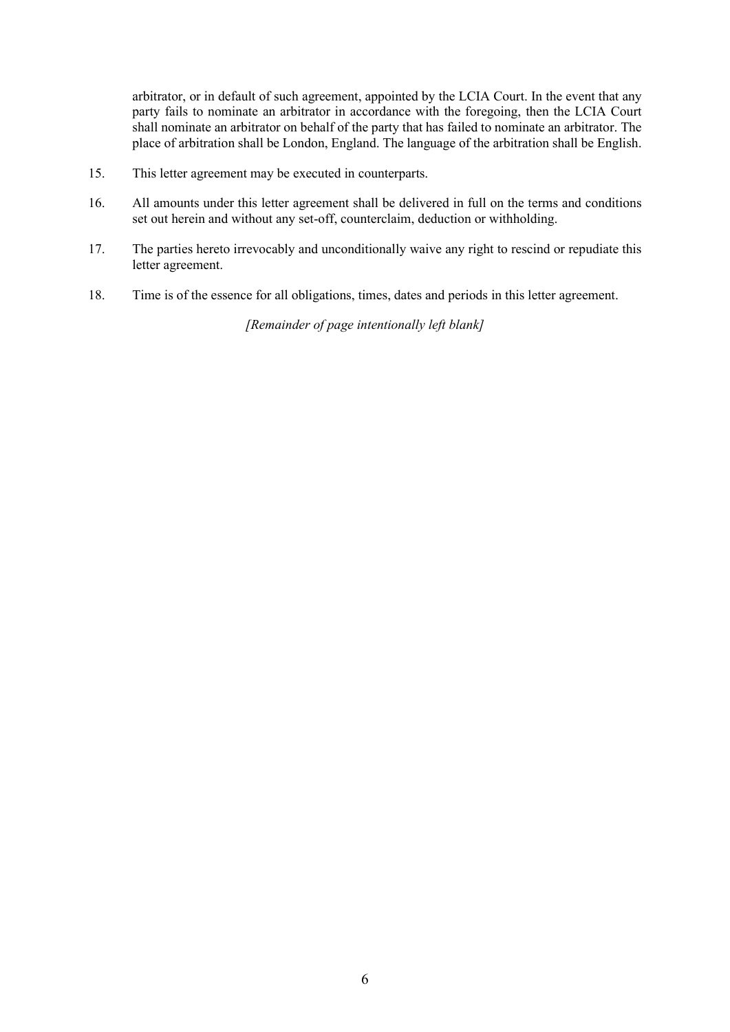arbitrator, or in default of such agreement, appointed by the LCIA Court. In the event that any party fails to nominate an arbitrator in accordance with the foregoing, then the LCIA Court shall nominate an arbitrator on behalf of the party that has failed to nominate an arbitrator. The place of arbitration shall be London, England. The language of the arbitration shall be English.

15. This letter agreement may be executed in counterparts.

16. All amounts under this letter agreement shall be delivered in full on the terms and conditions set out herein and without any set-off, counterclaim, deduction or withholding.

17. The parties hereto irrevocably and unconditionally waive any right to rescind or repudiate this letter agreement.

18. Time is of the essence for all obligations, times, dates and periods in this letter agreement.

*[Remainder of page intentionally left blank]*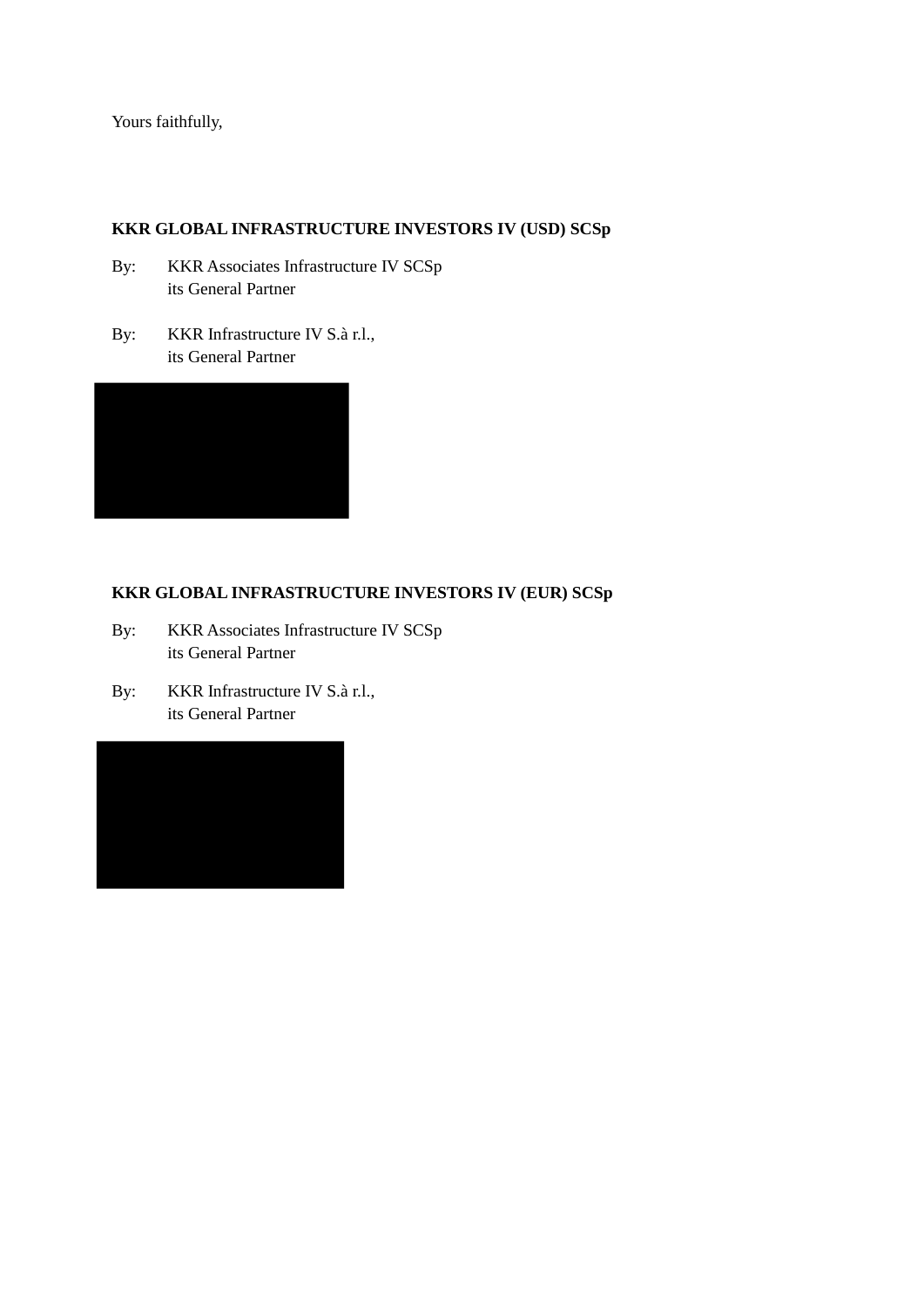Yours faithfully,

**KKR GLOBAL INFRASTRUCTURE INVESTORS IV (USD) SCSp**

By: KKR Associates Infrastructure IV SCSp
its General Partner

By: KKR Infrastructure IV S.à r.l.,
its General Partner

**KKR GLOBAL INFRASTRUCTURE INVESTORS IV (EUR) SCSp**

By: KKR Associates Infrastructure IV SCSp
its General Partner

By: KKR Infrastructure IV S.à r.l.,
its General Partner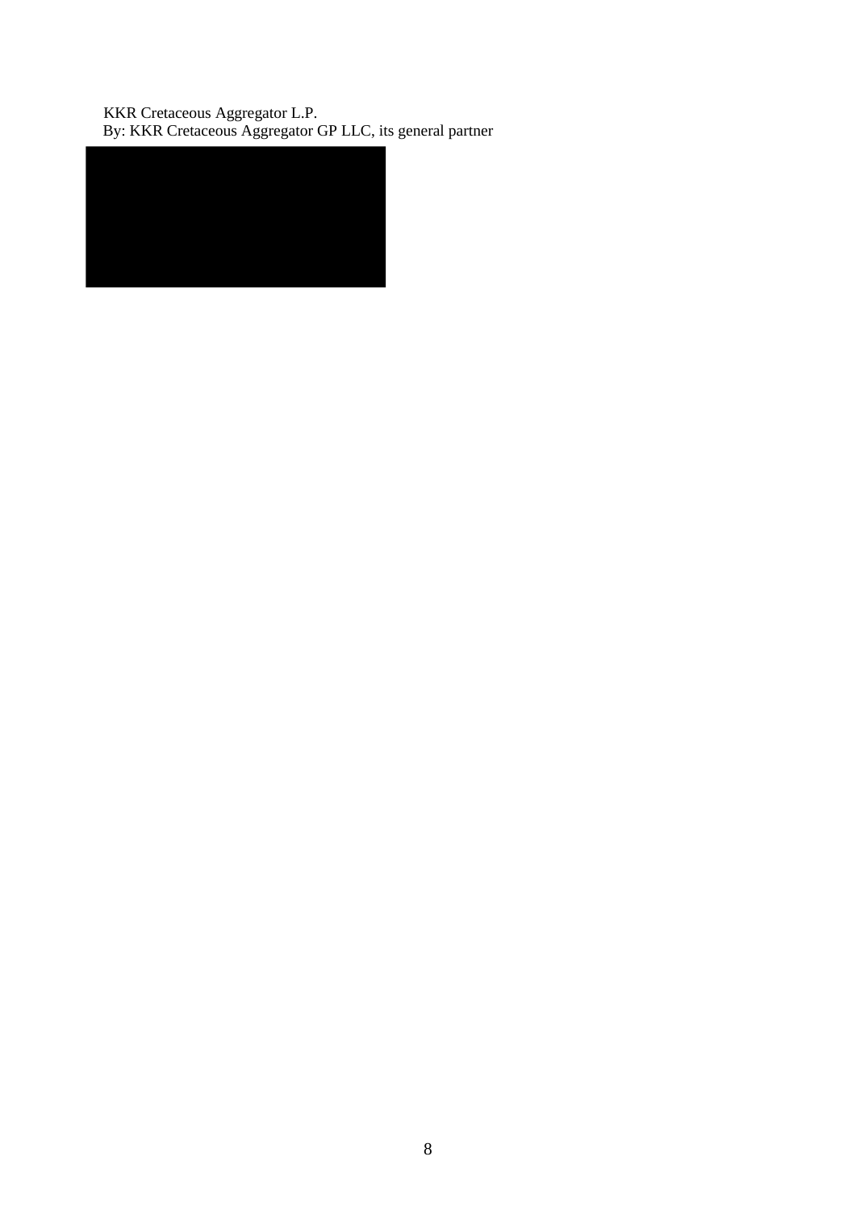KKR Cretaceous Aggregator L.P.

By: KKR Cretaceous Aggregator GP LLC, its general partner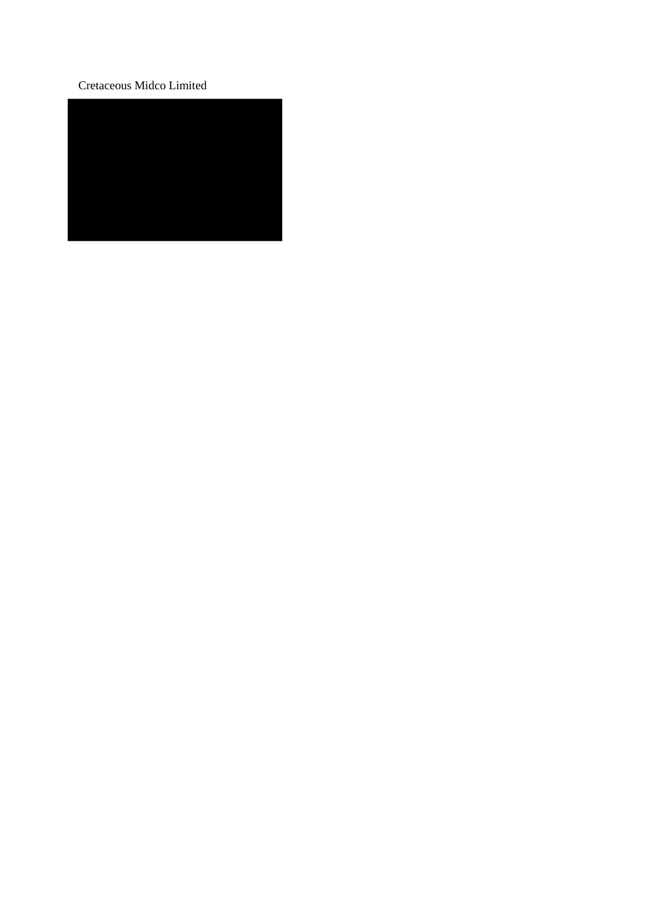Cretaceous Midco Limited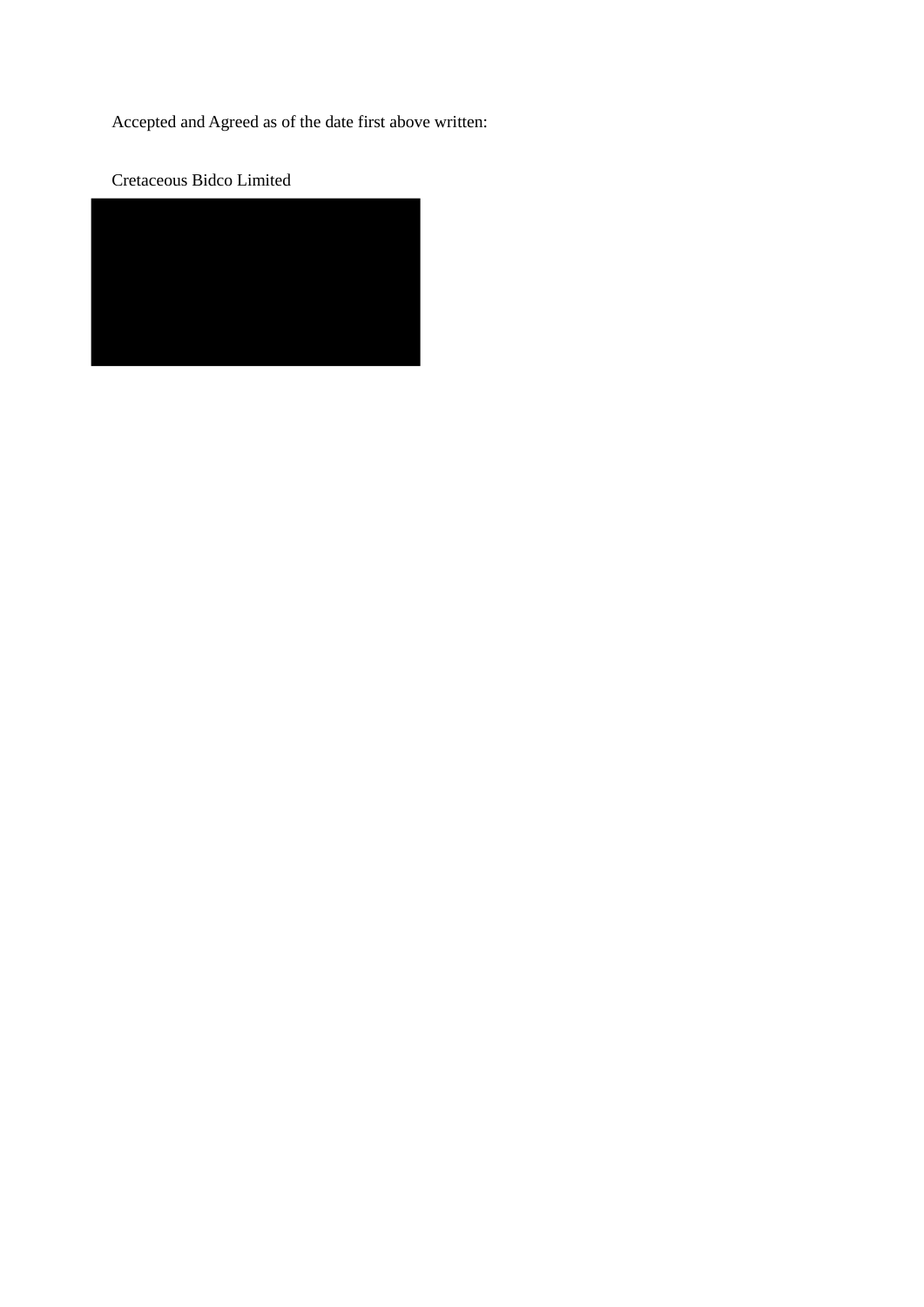Accepted and Agreed as of the date first above written:

Cretaceous Bidco Limited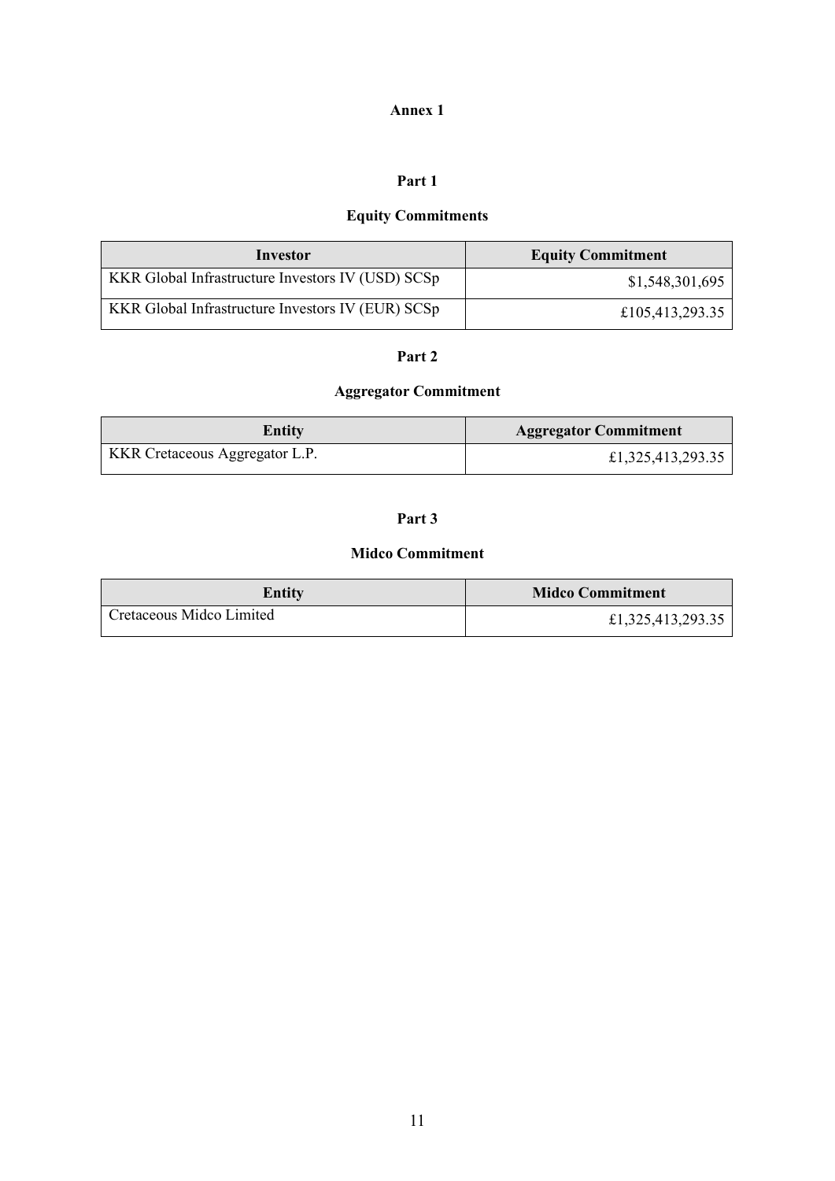# Annex 1

## Part 1

### Equity Commitments

| Investor | Equity Commitment |
|---|---|
| KKR Global Infrastructure Investors IV (USD) SCSp | $1,548,301,695 |
| KKR Global Infrastructure Investors IV (EUR) SCSp | £105,413,293.35 |

## Part 2

### Aggregator Commitment

| Entity | Aggregator Commitment |
|---|---|
| KKR Cretaceous Aggregator L.P. | £1,325,413,293.35 |

## Part 3

### Midco Commitment

| Entity | Midco Commitment |
|---|---|
| Cretaceous Midco Limited | £1,325,413,293.35 |